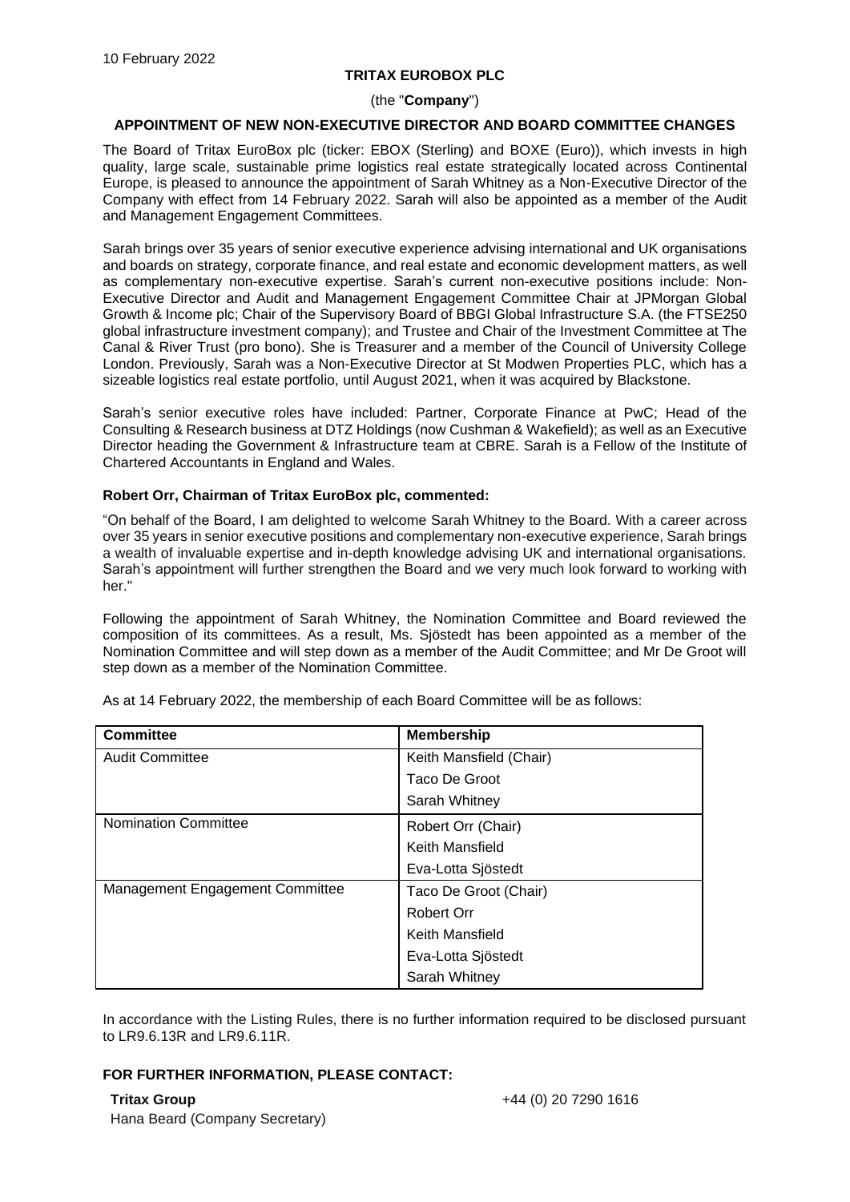10 February 2022

**TRITAX EUROBOX PLC**

(the "**Company**")

**APPOINTMENT OF NEW NON-EXECUTIVE DIRECTOR AND BOARD COMMITTEE CHANGES**

The Board of Tritax EuroBox plc (ticker: EBOX (Sterling) and BOXE (Euro)), which invests in high quality, large scale, sustainable prime logistics real estate strategically located across Continental Europe, is pleased to announce the appointment of Sarah Whitney as a Non-Executive Director of the Company with effect from 14 February 2022. Sarah will also be appointed as a member of the Audit and Management Engagement Committees.

Sarah brings over 35 years of senior executive experience advising international and UK organisations and boards on strategy, corporate finance, and real estate and economic development matters, as well as complementary non-executive expertise. Sarah's current non-executive positions include: Non-Executive Director and Audit and Management Engagement Committee Chair at JPMorgan Global Growth & Income plc; Chair of the Supervisory Board of BBGI Global Infrastructure S.A. (the FTSE250 global infrastructure investment company); and Trustee and Chair of the Investment Committee at The Canal & River Trust (pro bono). She is Treasurer and a member of the Council of University College London. Previously, Sarah was a Non-Executive Director at St Modwen Properties PLC, which has a sizeable logistics real estate portfolio, until August 2021, when it was acquired by Blackstone.

Sarah's senior executive roles have included: Partner, Corporate Finance at PwC; Head of the Consulting & Research business at DTZ Holdings (now Cushman & Wakefield); as well as an Executive Director heading the Government & Infrastructure team at CBRE. Sarah is a Fellow of the Institute of Chartered Accountants in England and Wales.

**Robert Orr, Chairman of Tritax EuroBox plc, commented:**

"On behalf of the Board, I am delighted to welcome Sarah Whitney to the Board. With a career across over 35 years in senior executive positions and complementary non-executive experience, Sarah brings a wealth of invaluable expertise and in-depth knowledge advising UK and international organisations. Sarah's appointment will further strengthen the Board and we very much look forward to working with her."

Following the appointment of Sarah Whitney, the Nomination Committee and Board reviewed the composition of its committees. As a result, Ms. Sjöstedt has been appointed as a member of the Nomination Committee and will step down as a member of the Audit Committee; and Mr De Groot will step down as a member of the Nomination Committee.

As at 14 February 2022, the membership of each Board Committee will be as follows:

| **Committee** | **Membership** |
|---|---|
| Audit Committee | Keith Mansfield (Chair) |
| | Taco De Groot |
| | Sarah Whitney |
| Nomination Committee | Robert Orr (Chair) |
| | Keith Mansfield |
| | Eva-Lotta Sjöstedt |
| Management Engagement Committee | Taco De Groot (Chair) |
| | Robert Orr |
| | Keith Mansfield |
| | Eva-Lotta Sjöstedt |
| | Sarah Whitney |

In accordance with the Listing Rules, there is no further information required to be disclosed pursuant to LR9.6.13R and LR9.6.11R.

**FOR FURTHER INFORMATION, PLEASE CONTACT:**

**Tritax Group** +44 (0) 20 7290 1616

Hana Beard (Company Secretary)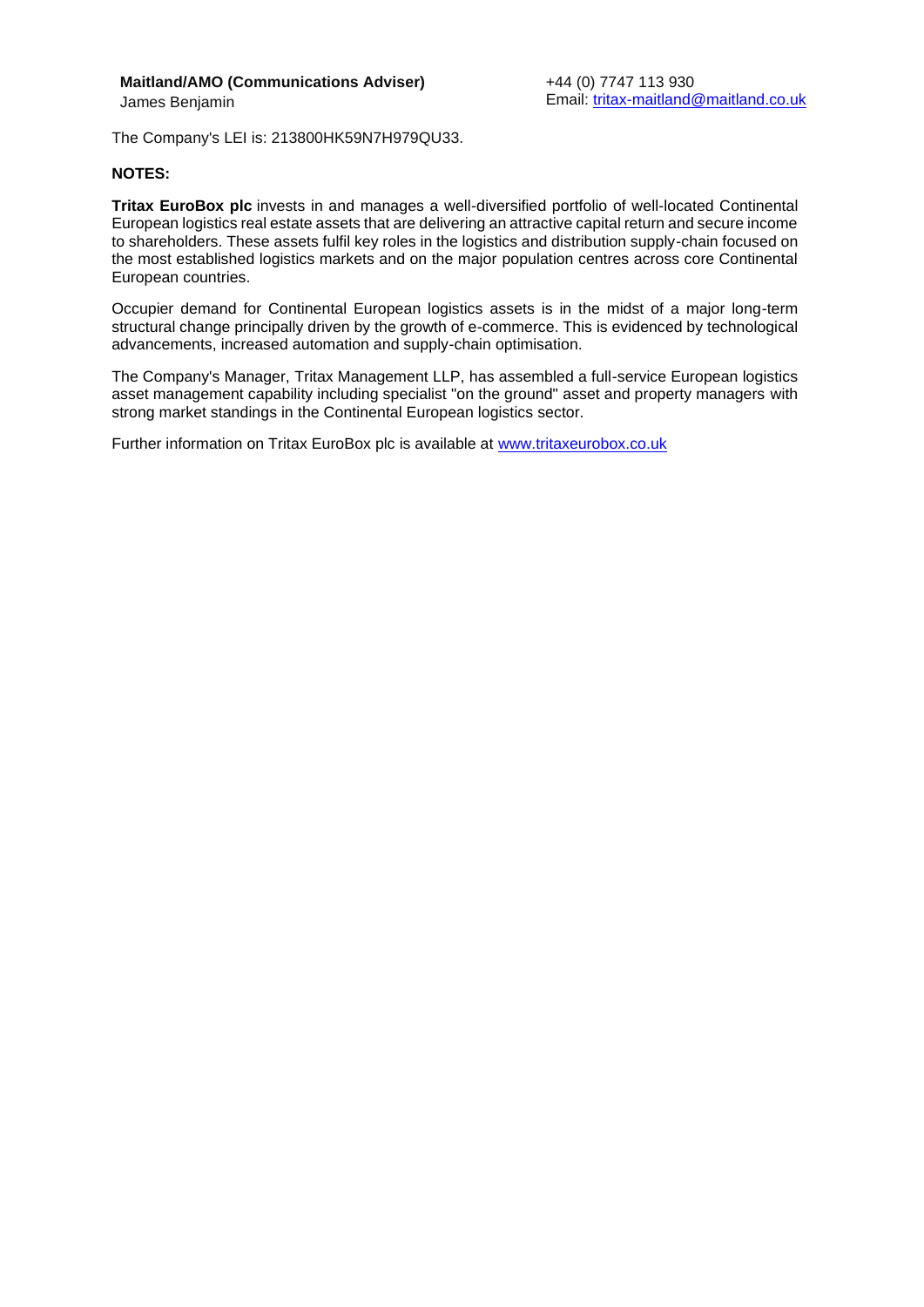| | |
|---|---|
| **Maitland/AMO (Communications Adviser)**<br>James Benjamin | +44 (0) 7747 113 930<br>Email: tritax-maitland@maitland.co.uk |

The Company's LEI is: 213800HK59N7H979QU33.

**NOTES:**

**Tritax EuroBox plc** invests in and manages a well-diversified portfolio of well-located Continental European logistics real estate assets that are delivering an attractive capital return and secure income to shareholders. These assets fulfil key roles in the logistics and distribution supply-chain focused on the most established logistics markets and on the major population centres across core Continental European countries.

Occupier demand for Continental European logistics assets is in the midst of a major long-term structural change principally driven by the growth of e-commerce. This is evidenced by technological advancements, increased automation and supply-chain optimisation.

The Company's Manager, Tritax Management LLP, has assembled a full-service European logistics asset management capability including specialist "on the ground" asset and property managers with strong market standings in the Continental European logistics sector.

Further information on Tritax EuroBox plc is available at www.tritaxeurobox.co.uk